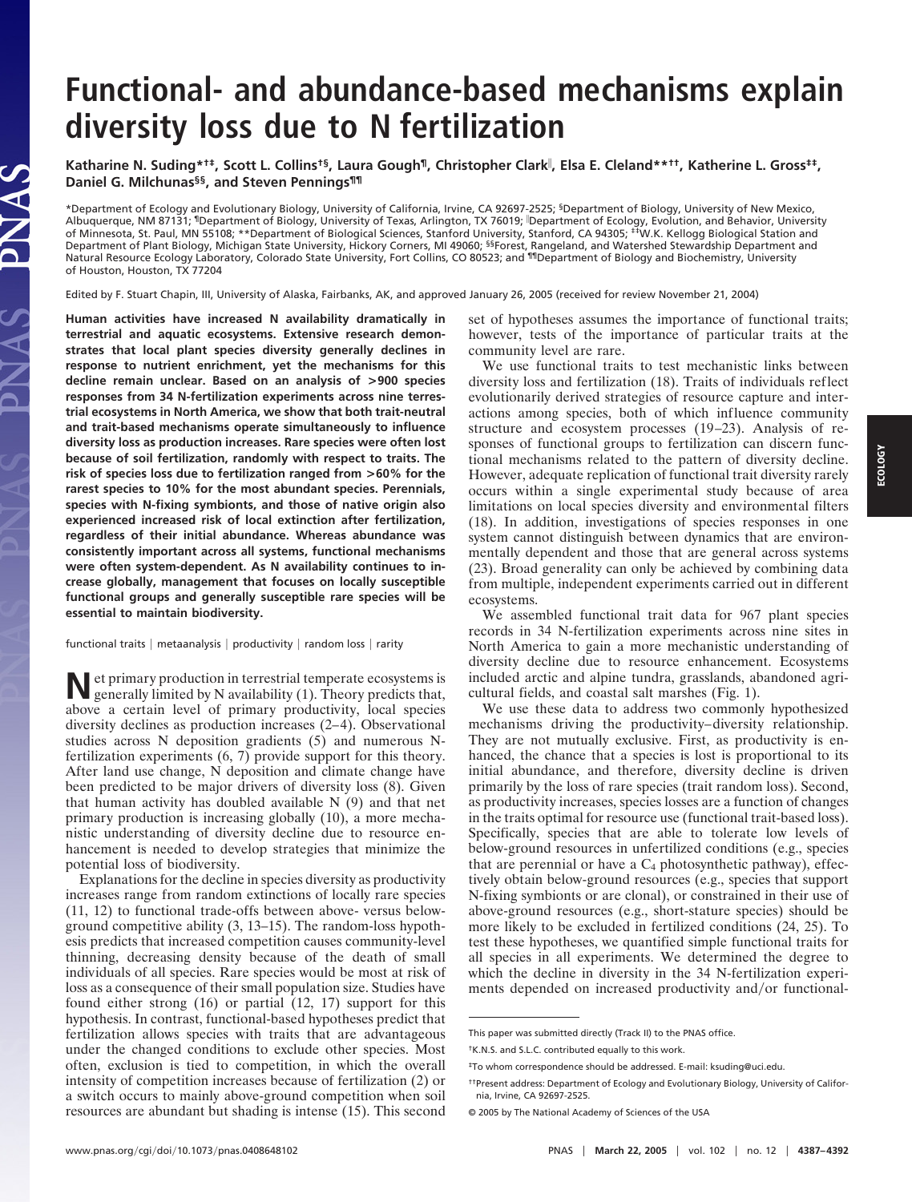# Functional- and abundance-based mechanisms explain diversity loss due to N fertilization

**Katharine N. Suding*[†‡], Scott L. Collins[†§], Laura Gough[¶], Christopher Clark[‖], Elsa E. Cleland**[††], Katherine L. Gross[‡‡], Daniel G. Milchunas[§§], and Steven Pennings[¶¶]**

*Department of Ecology and Evolutionary Biology, University of California, Irvine, CA 92697-2525; [§]Department of Biology, University of New Mexico, Albuquerque, NM 87131; [¶]Department of Biology, University of Texas, Arlington, TX 76019; [‖]Department of Ecology, Evolution, and Behavior, University of Minnesota, St. Paul, MN 55108; **Department of Biological Sciences, Stanford University, Stanford, CA 94305; [‡‡]W.K. Kellogg Biological Station and Department of Plant Biology, Michigan State University, Hickory Corners, MI 49060; [§§]Forest, Rangeland, and Watershed Stewardship Department and Natural Resource Ecology Laboratory, Colorado State University, Fort Collins, CO 80523; and [¶¶]Department of Biology and Biochemistry, University of Houston, Houston, TX 77204

Edited by F. Stuart Chapin, III, University of Alaska, Fairbanks, AK, and approved January 26, 2005 (received for review November 21, 2004)

**Human activities have increased N availability dramatically in terrestrial and aquatic ecosystems. Extensive research demonstrates that local plant species diversity generally declines in response to nutrient enrichment, yet the mechanisms for this decline remain unclear. Based on an analysis of >900 species responses from 34 N-fertilization experiments across nine terrestrial ecosystems in North America, we show that both trait-neutral and trait-based mechanisms operate simultaneously to influence diversity loss as production increases. Rare species were often lost because of soil fertilization, randomly with respect to traits. The risk of species loss due to fertilization ranged from >60% for the rarest species to 10% for the most abundant species. Perennials, species with N-fixing symbionts, and those of native origin also experienced increased risk of local extinction after fertilization, regardless of their initial abundance. Whereas abundance was consistently important across all systems, functional mechanisms were often system-dependent. As N availability continues to increase globally, management that focuses on locally susceptible functional groups and generally susceptible rare species will be essential to maintain biodiversity.**

functional traits | metaanalysis | productivity | random loss | rarity

Net primary production in terrestrial temperate ecosystems is generally limited by N availability (1). Theory predicts that, above a certain level of primary productivity, local species diversity declines as production increases (2–4). Observational studies across N deposition gradients (5) and numerous N-fertilization experiments (6, 7) provide support for this theory. After land use change, N deposition and climate change have been predicted to be major drivers of diversity loss (8). Given that human activity has doubled available N (9) and that net primary production is increasing globally (10), a more mechanistic understanding of diversity decline due to resource enhancement is needed to develop strategies that minimize the potential loss of biodiversity.

Explanations for the decline in species diversity as productivity increases range from random extinctions of locally rare species (11, 12) to functional trade-offs between above- versus below-ground competitive ability (3, 13–15). The random-loss hypothesis predicts that increased competition causes community-level thinning, decreasing density because of the death of small individuals of all species. Rare species would be most at risk of loss as a consequence of their small population size. Studies have found either strong (16) or partial (12, 17) support for this hypothesis. In contrast, functional-based hypotheses predict that fertilization allows species with traits that are advantageous under the changed conditions to exclude other species. Most often, exclusion is tied to competition, in which the overall intensity of competition increases because of fertilization (2) or a switch occurs to mainly above-ground competition when soil resources are abundant but shading is intense (15). This second set of hypotheses assumes the importance of functional traits; however, tests of the importance of particular traits at the community level are rare.

We use functional traits to test mechanistic links between diversity loss and fertilization (18). Traits of individuals reflect evolutionarily derived strategies of resource capture and interactions among species, both of which influence community structure and ecosystem processes (19–23). Analysis of responses of functional groups to fertilization can discern functional mechanisms related to the pattern of diversity decline. However, adequate replication of functional trait diversity rarely occurs within a single experimental study because of area limitations on local species diversity and environmental filters (18). In addition, investigations of species responses in one system cannot distinguish between dynamics that are environmentally dependent and those that are general across systems (23). Broad generality can only be achieved by combining data from multiple, independent experiments carried out in different ecosystems.

We assembled functional trait data for 967 plant species records in 34 N-fertilization experiments across nine sites in North America to gain a more mechanistic understanding of diversity decline due to resource enhancement. Ecosystems included arctic and alpine tundra, grasslands, abandoned agricultural fields, and coastal salt marshes (Fig. 1).

We use these data to address two commonly hypothesized mechanisms driving the productivity–diversity relationship. They are not mutually exclusive. First, as productivity is enhanced, the chance that a species is lost is proportional to its initial abundance, and therefore, diversity decline is driven primarily by the loss of rare species (trait random loss). Second, as productivity increases, species losses are a function of changes in the traits optimal for resource use (functional trait-based loss). Specifically, species that are able to tolerate low levels of below-ground resources in unfertilized conditions (e.g., species that are perennial or have a $C_4$ photosynthetic pathway), effectively obtain below-ground resources (e.g., species that support N-fixing symbionts or are clonal), or constrained in their use of above-ground resources (e.g., short-stature species) should be more likely to be excluded in fertilized conditions (24, 25). To test these hypotheses, we quantified simple functional traits for all species in all experiments. We determined the degree to which the decline in diversity in the 34 N-fertilization experiments depended on increased productivity and/or functional-

This paper was submitted directly (Track II) to the PNAS office.

[†]K.N.S. and S.L.C. contributed equally to this work.

[‡]To whom correspondence should be addressed. E-mail: ksuding@uci.edu.

[††]Present address: Department of Ecology and Evolutionary Biology, University of California, Irvine, CA 92697-2525.

© 2005 by The National Academy of Sciences of the USA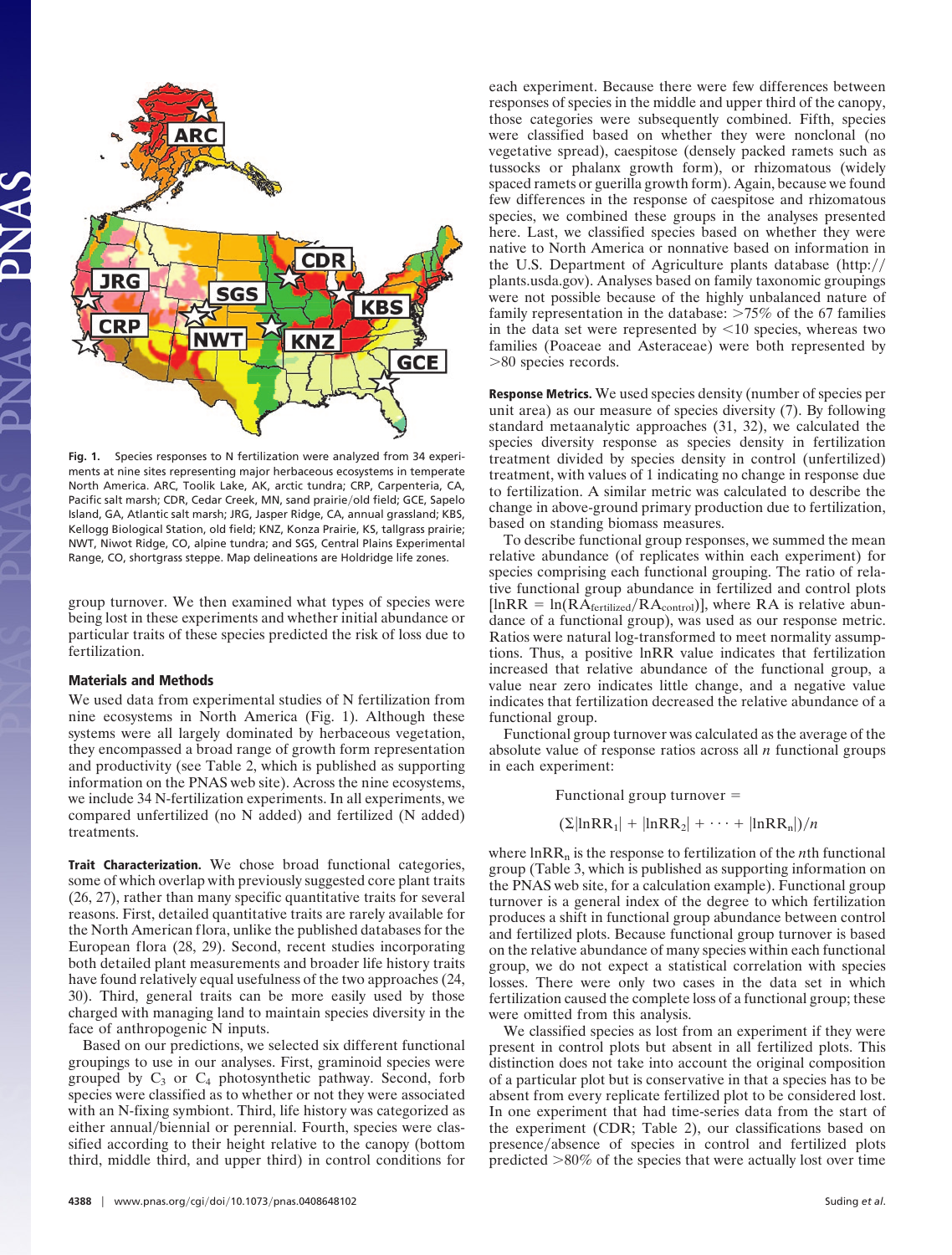Fig. 1. Species responses to N fertilization were analyzed from 34 experiments at nine sites representing major herbaceous ecosystems in temperate North America. ARC, Toolik Lake, AK, arctic tundra; CRP, Carpenteria, CA, Pacific salt marsh; CDR, Cedar Creek, MN, sand prairie/old field; GCE, Sapelo Island, GA, Atlantic salt marsh; JRG, Jasper Ridge, CA, annual grassland; KBS, Kellogg Biological Station, old field; KNZ, Konza Prairie, KS, tallgrass prairie; NWT, Niwot Ridge, CO, alpine tundra; and SGS, Central Plains Experimental Range, CO, shortgrass steppe. Map delineations are Holdridge life zones.

group turnover. We then examined what types of species were being lost in these experiments and whether initial abundance or particular traits of these species predicted the risk of loss due to fertilization.

## Materials and Methods

We used data from experimental studies of N fertilization from nine ecosystems in North America (Fig. 1). Although these systems were all largely dominated by herbaceous vegetation, they encompassed a broad range of growth form representation and productivity (see Table 2, which is published as supporting information on the PNAS web site). Across the nine ecosystems, we include 34 N-fertilization experiments. In all experiments, we compared unfertilized (no N added) and fertilized (N added) treatments.

**Trait Characterization.** We chose broad functional categories, some of which overlap with previously suggested core plant traits (26, 27), rather than many specific quantitative traits for several reasons. First, detailed quantitative traits are rarely available for the North American flora, unlike the published databases for the European flora (28, 29). Second, recent studies incorporating both detailed plant measurements and broader life history traits have found relatively equal usefulness of the two approaches (24, 30). Third, general traits can be more easily used by those charged with managing land to maintain species diversity in the face of anthropogenic N inputs.

Based on our predictions, we selected six different functional groupings to use in our analyses. First, graminoid species were grouped by $C_3$ or $C_4$ photosynthetic pathway. Second, forb species were classified as to whether or not they were associated with an N-fixing symbiont. Third, life history was categorized as either annual/biennial or perennial. Fourth, species were classified according to their height relative to the canopy (bottom third, middle third, and upper third) in control conditions for each experiment. Because there were few differences between responses of species in the middle and upper third of the canopy, those categories were subsequently combined. Fifth, species were classified based on whether they were nonclonal (no vegetative spread), caespitose (densely packed ramets such as tussocks or phalanx growth form), or rhizomatous (widely spaced ramets or guerilla growth form). Again, because we found few differences in the response of caespitose and rhizomatous species, we combined these groups in the analyses presented here. Last, we classified species based on whether they were native to North America or nonnative based on information in the U.S. Department of Agriculture plants database (http://plants.usda.gov). Analyses based on family taxonomic groupings were not possible because of the highly unbalanced nature of family representation in the database: >75% of the 67 families in the data set were represented by <10 species, whereas two families (Poaceae and Asteraceae) were both represented by >80 species records.

**Response Metrics.** We used species density (number of species per unit area) as our measure of species diversity (7). By following standard metaanalytic approaches (31, 32), we calculated the species diversity response as species density in fertilization treatment divided by species density in control (unfertilized) treatment, with values of 1 indicating no change in response due to fertilization. A similar metric was calculated to describe the change in above-ground primary production due to fertilization, based on standing biomass measures.

To describe functional group responses, we summed the mean relative abundance (of replicates within each experiment) for species comprising each functional grouping. The ratio of relative functional group abundance in fertilized and control plots [$\ln\text{RR} = \ln(\text{RA}_{\text{fertilized}}/\text{RA}_{\text{control}})$], where RA is relative abundance of a functional group), was used as our response metric. Ratios were natural log-transformed to meet normality assumptions. Thus, a positive lnRR value indicates that fertilization increased that relative abundance of the functional group, a value near zero indicates little change, and a negative value indicates that fertilization decreased the relative abundance of a functional group.

Functional group turnover was calculated as the average of the absolute value of response ratios across all $n$ functional groups in each experiment:

$$\text{Functional group turnover} = (\Sigma|\ln\text{RR}_1| + |\ln\text{RR}_2| + \cdots + |\ln\text{RR}_n|)/n$$

where $\ln\text{RR}_n$ is the response to fertilization of the $n$th functional group (Table 3, which is published as supporting information on the PNAS web site, for a calculation example). Functional group turnover is a general index of the degree to which fertilization produces a shift in functional group abundance between control and fertilized plots. Because functional group turnover is based on the relative abundance of many species within each functional group, we do not expect a statistical correlation with species losses. There were only two cases in the data set in which fertilization caused the complete loss of a functional group; these were omitted from this analysis.

We classified species as lost from an experiment if they were present in control plots but absent in all fertilized plots. This distinction does not take into account the original composition of a particular plot but is conservative in that a species has to be absent from every replicate fertilized plot to be considered lost. In one experiment that had time-series data from the start of the experiment (CDR; Table 2), our classifications based on presence/absence of species in control and fertilized plots predicted >80% of the species that were actually lost over time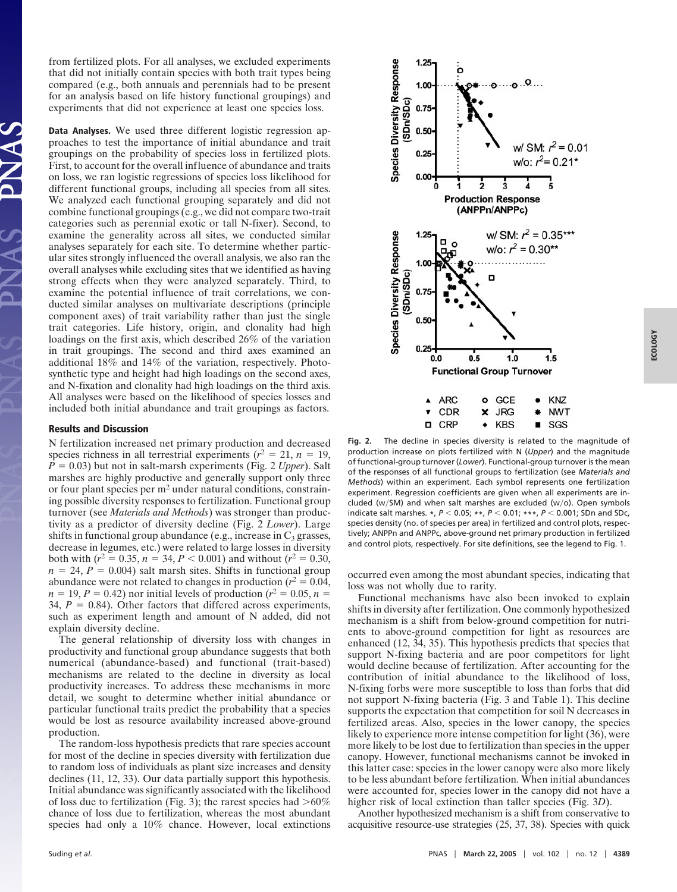from fertilized plots. For all analyses, we excluded experiments that did not initially contain species with both trait types being compared (e.g., both annuals and perennials had to be present for an analysis based on life history functional groupings) and experiments that did not experience at least one species loss.

**Data Analyses.** We used three different logistic regression approaches to test the importance of initial abundance and trait groupings on the probability of species loss in fertilized plots. First, to account for the overall influence of abundance and traits on loss, we ran logistic regressions of species loss likelihood for different functional groups, including all species from all sites. We analyzed each functional grouping separately and did not combine functional groupings (e.g., we did not compare two-trait categories such as perennial exotic or tall N-fixer). Second, to examine the generality across all sites, we conducted similar analyses separately for each site. To determine whether particular sites strongly influenced the overall analysis, we also ran the overall analyses while excluding sites that we identified as having strong effects when they were analyzed separately. Third, to examine the potential influence of trait correlations, we conducted similar analyses on multivariate descriptions (principle component axes) of trait variability rather than just the single trait categories. Life history, origin, and clonality had high loadings on the first axis, which described 26% of the variation in trait groupings. The second and third axes examined an additional 18% and 14% of the variation, respectively. Photosynthetic type and height had high loadings on the second axes, and N-fixation and clonality had high loadings on the third axis. All analyses were based on the likelihood of species losses and included both initial abundance and trait groupings as factors.

## Results and Discussion

N fertilization increased net primary production and decreased species richness in all terrestrial experiments ($r^2$ = 21, $n$ = 19, $P$ = 0.03) but not in salt-marsh experiments (Fig. 2 *Upper*). Salt marshes are highly productive and generally support only three or four plant species per $m^2$ under natural conditions, constraining possible diversity responses to fertilization. Functional group turnover (see *Materials and Methods*) was stronger than productivity as a predictor of diversity decline (Fig. 2 *Lower*). Large shifts in functional group abundance (e.g., increase in $C_3$ grasses, decrease in legumes, etc.) were related to large losses in diversity both with ($r^2$ = 0.35, $n$ = 34, $P$ < 0.001) and without ($r^2$ = 0.30, $n$ = 24, $P$ = 0.004) salt marsh sites. Shifts in functional group abundance were not related to changes in production ($r^2$ = 0.04, $n$ = 19, $P$ = 0.42) nor initial levels of production ($r^2$ = 0.05, $n$ = 34, $P$ = 0.84). Other factors that differed across experiments, such as experiment length and amount of N added, did not explain diversity decline.

The general relationship of diversity loss with changes in productivity and functional group abundance suggests that both numerical (abundance-based) and functional (trait-based) mechanisms are related to the decline in diversity as local productivity increases. To address these mechanisms in more detail, we sought to determine whether initial abundance or particular functional traits predict the probability that a species would be lost as resource availability increased above-ground production.

The random-loss hypothesis predicts that rare species account for most of the decline in species diversity with fertilization due to random loss of individuals as plant size increases and density declines (11, 12, 33). Our data partially support this hypothesis. Initial abundance was significantly associated with the likelihood of loss due to fertilization (Fig. 3); the rarest species had >60% chance of loss due to fertilization, whereas the most abundant species had only a 10% chance. However, local extinctions occurred even among the most abundant species, indicating that loss was not wholly due to rarity.

Fig. 2. The decline in species diversity is related to the magnitude of production increase on plots fertilized with N (*Upper*) and the magnitude of functional-group turnover (*Lower*). Functional-group turnover is the mean of the responses of all functional groups to fertilization (see *Materials and Methods*) within an experiment. Each symbol represents one fertilization experiment. Regression coefficients are given when all experiments are included (w/SM) and when salt marshes are excluded (w/o). Open symbols indicate salt marshes. *, $P$ < 0.05; **, $P$ < 0.01; ***, $P$ < 0.001; SDn and SDc, species density (no. of species per area) in fertilized and control plots, respectively; ANPPn and ANPPc, above-ground net primary production in fertilized and control plots, respectively. For site definitions, see the legend to Fig. 1.

Functional mechanisms have also been invoked to explain shifts in diversity after fertilization. One commonly hypothesized mechanism is a shift from below-ground competition for nutrients to above-ground competition for light as resources are enhanced (12, 34, 35). This hypothesis predicts that species that support N-fixing bacteria and are poor competitors for light would decline because of fertilization. After accounting for the contribution of initial abundance to the likelihood of loss, N-fixing forbs were more susceptible to loss than forbs that did not support N-fixing bacteria (Fig. 3 and Table 1). This decline supports the expectation that competition for soil N decreases in fertilized areas. Also, species in the lower canopy, the species likely to experience more intense competition for light (36), were more likely to be lost due to fertilization than species in the upper canopy. However, functional mechanisms cannot be invoked in this latter case: species in the lower canopy were also more likely to be less abundant before fertilization. When initial abundances were accounted for, species lower in the canopy did not have a higher risk of local extinction than taller species (Fig. 3*D*).

Another hypothesized mechanism is a shift from conservative to acquisitive resource-use strategies (25, 37, 38). Species with quick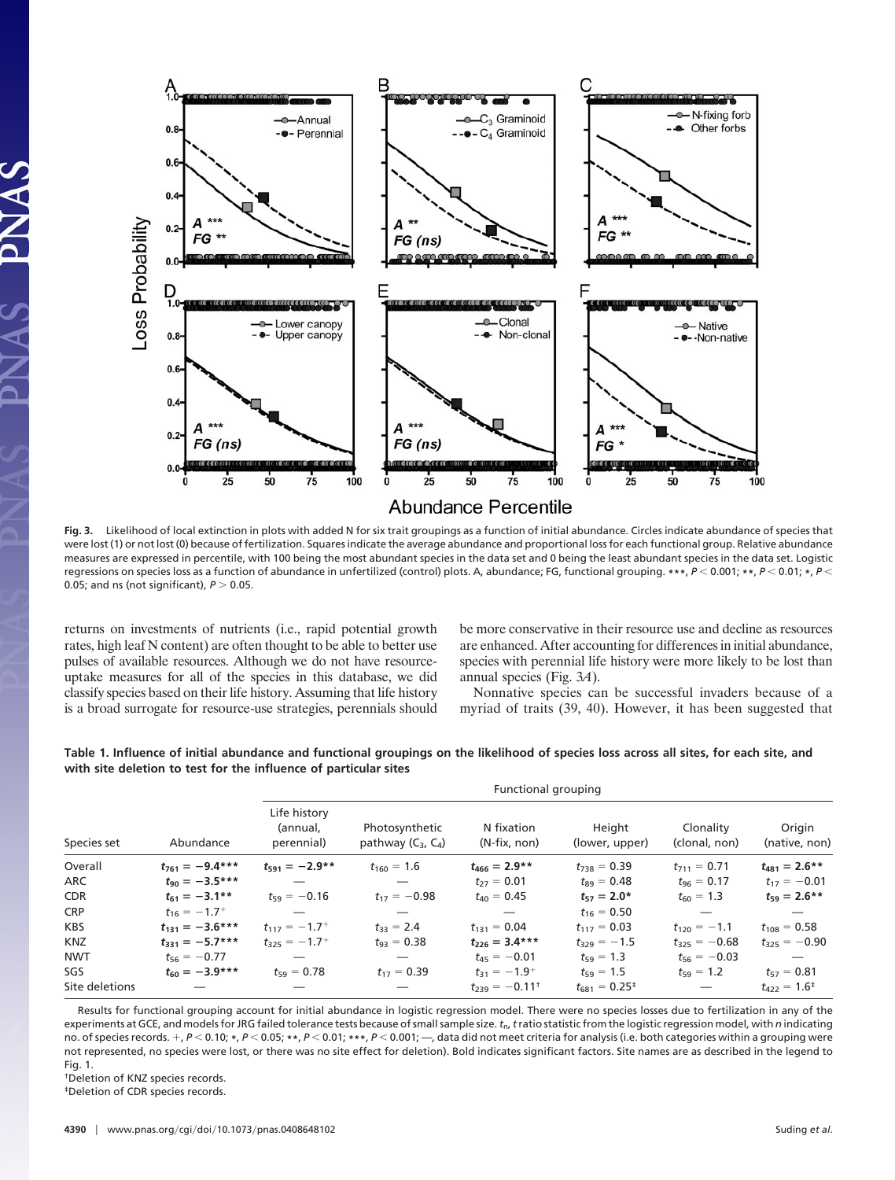**Fig. 3.** Likelihood of local extinction in plots with added N for six trait groupings as a function of initial abundance. Circles indicate abundance of species that were lost (1) or not lost (0) because of fertilization. Squares indicate the average abundance and proportional loss for each functional group. Relative abundance measures are expressed in percentile, with 100 being the most abundant species in the data set and 0 being the least abundant species in the data set. Logistic regressions on species loss as a function of abundance in unfertilized (control) plots. A, abundance; FG, functional grouping. ***, $P < 0.001$; **, $P < 0.01$; *, $P < 0.05$; and ns (not significant), $P > 0.05$.

returns on investments of nutrients (i.e., rapid potential growth rates, high leaf N content) are often thought to be able to better use pulses of available resources. Although we do not have resource-uptake measures for all of the species in this database, we did classify species based on their life history. Assuming that life history is a broad surrogate for resource-use strategies, perennials should be more conservative in their resource use and decline as resources are enhanced. After accounting for differences in initial abundance, species with perennial life history were more likely to be lost than annual species (Fig. 3*A*).

Nonnative species can be successful invaders because of a myriad of traits (39, 40). However, it has been suggested that

**Table 1. Influence of initial abundance and functional groupings on the likelihood of species loss across all sites, for each site, and with site deletion to test for the influence of particular sites**

| Species set | Abundance | Functional grouping | | | | | |
|---|---|---|---|---|---|---|---|
| | | Life history (annual, perennial) | Photosynthetic pathway ($C_3$, $C_4$) | N fixation (N-fix, non) | Height (lower, upper) | Clonality (clonal, non) | Origin (native, non) |
| Overall | $\mathbf{t_{761} = -9.4^{***}}$ | $\mathbf{t_{591} = -2.9^{**}}$ | $t_{160} = 1.6$ | $\mathbf{t_{466} = 2.9^{**}}$ | $t_{738} = 0.39$ | $t_{711} = 0.71$ | $\mathbf{t_{481} = 2.6^{**}}$ |
| ARC | $\mathbf{t_{90} = -3.5^{***}}$ | — | — | $t_{27} = 0.01$ | $t_{89} = 0.48$ | $t_{96} = 0.17$ | $t_{17} = -0.01$ |
| CDR | $\mathbf{t_{61} = -3.1^{**}}$ | $t_{59} = -0.16$ | $t_{17} = -0.98$ | $t_{40} = 0.45$ | $\mathbf{t_{57} = 2.0^{*}}$ | $t_{60} = 1.3$ | $\mathbf{t_{59} = 2.6^{**}}$ |
| CRP | $t_{16} = -1.7^{+}$ | — | — | — | $t_{16} = 0.50$ | — | — |
| KBS | $\mathbf{t_{131} = -3.6^{***}}$ | $t_{117} = -1.7^{+}$ | $t_{33} = 2.4$ | $t_{131} = 0.04$ | $t_{117} = 0.03$ | $t_{120} = -1.1$ | $t_{108} = 0.58$ |
| KNZ | $\mathbf{t_{331} = -5.7^{***}}$ | $t_{325} = -1.7^{+}$ | $t_{93} = 0.38$ | $\mathbf{t_{226} = 3.4^{***}}$ | $t_{329} = -1.5$ | $t_{325} = -0.68$ | $t_{325} = -0.90$ |
| NWT | $t_{56} = -0.77$ | — | — | $t_{45} = -0.01$ | $t_{59} = 1.3$ | $t_{56} = -0.03$ | — |
| SGS | $\mathbf{t_{60} = -3.9^{***}}$ | $t_{59} = 0.78$ | $t_{17} = 0.39$ | $t_{31} = -1.9^{+}$ | $t_{59} = 1.5$ | $t_{59} = 1.2$ | $t_{57} = 0.81$ |
| Site deletions | — | — | — | $t_{239} = -0.11^{\dagger}$ | $t_{681} = 0.25^{\ddagger}$ | — | $t_{422} = 1.6^{\ddagger}$ |

Results for functional grouping account for initial abundance in logistic regression model. There were no species losses due to fertilization in any of the experiments at GCE, and models for JRG failed tolerance tests because of small sample size. $t_n$, $t$ ratio statistic from the logistic regression model, with $n$ indicating no. of species records. +, $P < 0.10$; *, $P < 0.05$; **, $P < 0.01$; ***, $P < 0.001$; —, data did not meet criteria for analysis (i.e. both categories within a grouping were not represented, no species were lost, or there was no site effect for deletion). Bold indicates significant factors. Site names are as described in the legend to Fig. 1.

†Deletion of KNZ species records.

‡Deletion of CDR species records.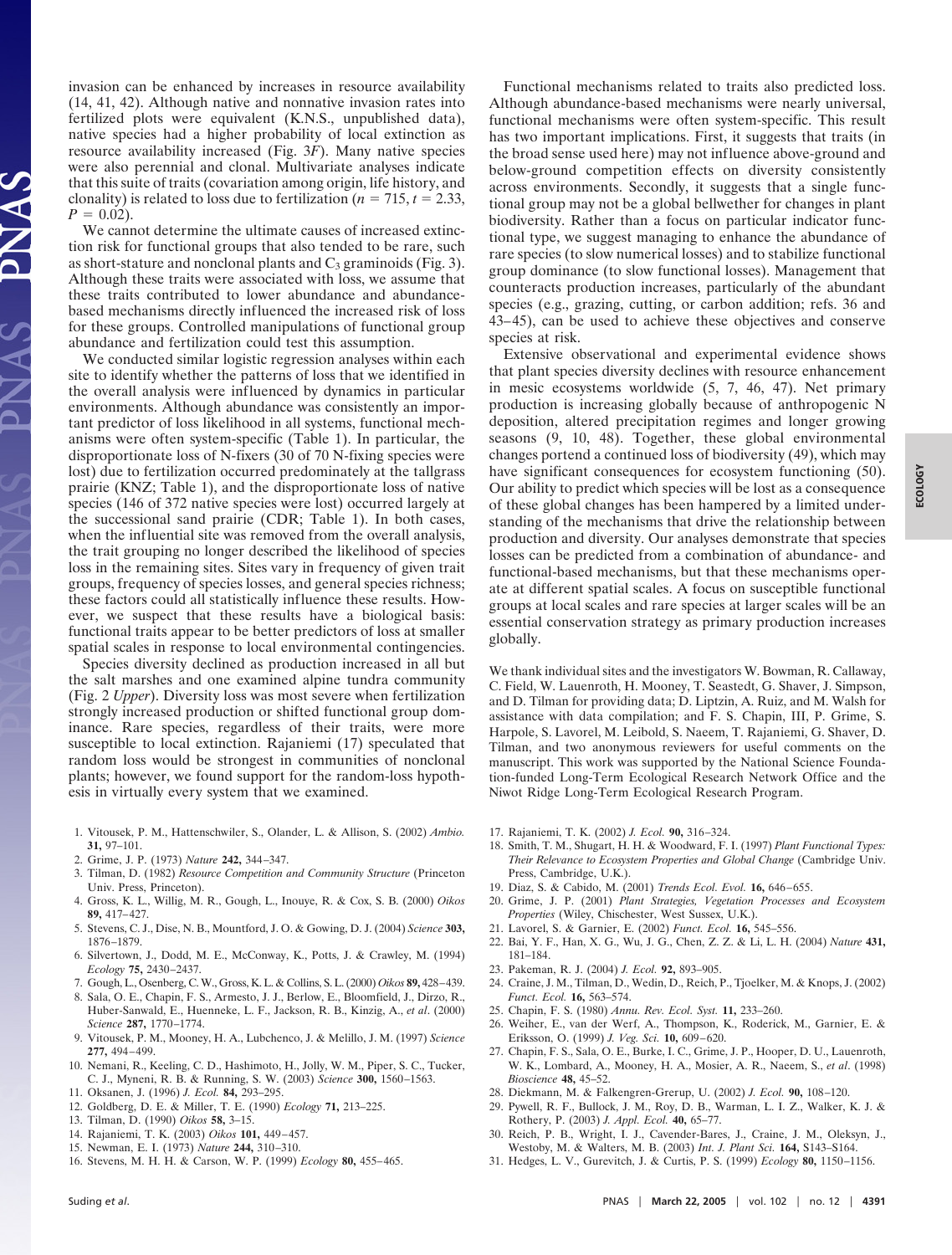invasion can be enhanced by increases in resource availability (14, 41, 42). Although native and nonnative invasion rates into fertilized plots were equivalent (K.N.S., unpublished data), native species had a higher probability of local extinction as resource availability increased (Fig. 3*F*). Many native species were also perennial and clonal. Multivariate analyses indicate that this suite of traits (covariation among origin, life history, and clonality) is related to loss due to fertilization ($n = 715$, $t = 2.33$, $P = 0.02$).

We cannot determine the ultimate causes of increased extinction risk for functional groups that also tended to be rare, such as short-stature and nonclonal plants and $C_3$ graminoids (Fig. 3). Although these traits were associated with loss, we assume that these traits contributed to lower abundance and abundance-based mechanisms directly influenced the increased risk of loss for these groups. Controlled manipulations of functional group abundance and fertilization could test this assumption.

We conducted similar logistic regression analyses within each site to identify whether the patterns of loss that we identified in the overall analysis were influenced by dynamics in particular environments. Although abundance was consistently an important predictor of loss likelihood in all systems, functional mechanisms were often system-specific (Table 1). In particular, the disproportionate loss of N-fixers (30 of 70 N-fixing species were lost) due to fertilization occurred predominately at the tallgrass prairie (KNZ; Table 1), and the disproportionate loss of native species (146 of 372 native species were lost) occurred largely at the successional sand prairie (CDR; Table 1). In both cases, when the influential site was removed from the overall analysis, the trait grouping no longer described the likelihood of species loss in the remaining sites. Sites vary in frequency of given trait groups, frequency of species losses, and general species richness; these factors could all statistically influence these results. However, we suspect that these results have a biological basis: functional traits appear to be better predictors of loss at smaller spatial scales in response to local environmental contingencies.

Species diversity declined as production increased in all but the salt marshes and one examined alpine tundra community (Fig. 2 *Upper*). Diversity loss was most severe when fertilization strongly increased production or shifted functional group dominance. Rare species, regardless of their traits, were more susceptible to local extinction. Rajaniemi (17) speculated that random loss would be strongest in communities of nonclonal plants; however, we found support for the random-loss hypothesis in virtually every system that we examined.

Functional mechanisms related to traits also predicted loss. Although abundance-based mechanisms were nearly universal, functional mechanisms were often system-specific. This result has two important implications. First, it suggests that traits (in the broad sense used here) may not influence above-ground and below-ground competition effects on diversity consistently across environments. Secondly, it suggests that a single functional group may not be a global bellwether for changes in plant biodiversity. Rather than a focus on particular indicator functional type, we suggest managing to enhance the abundance of rare species (to slow numerical losses) and to stabilize functional group dominance (to slow functional losses). Management that counteracts production increases, particularly of the abundant species (e.g., grazing, cutting, or carbon addition; refs. 36 and 43–45), can be used to achieve these objectives and conserve species at risk.

Extensive observational and experimental evidence shows that plant species diversity declines with resource enhancement in mesic ecosystems worldwide (5, 7, 46, 47). Net primary production is increasing globally because of anthropogenic N deposition, altered precipitation regimes and longer growing seasons (9, 10, 48). Together, these global environmental changes portend a continued loss of biodiversity (49), which may have significant consequences for ecosystem functioning (50). Our ability to predict which species will be lost as a consequence of these global changes has been hampered by a limited understanding of the mechanisms that drive the relationship between production and diversity. Our analyses demonstrate that species losses can be predicted from a combination of abundance- and functional-based mechanisms, but that these mechanisms operate at different spatial scales. A focus on susceptible functional groups at local scales and rare species at larger scales will be an essential conservation strategy as primary production increases globally.

We thank individual sites and the investigators W. Bowman, R. Callaway, C. Field, W. Lauenroth, H. Mooney, T. Seastedt, G. Shaver, J. Simpson, and D. Tilman for providing data; D. Liptzin, A. Ruiz, and M. Walsh for assistance with data compilation; and F. S. Chapin, III, P. Grime, S. Harpole, S. Lavorel, M. Leibold, S. Naeem, T. Rajaniemi, G. Shaver, D. Tilman, and two anonymous reviewers for useful comments on the manuscript. This work was supported by the National Science Foundation-funded Long-Term Ecological Research Network Office and the Niwot Ridge Long-Term Ecological Research Program.

1. Vitousek, P. M., Hattenschwiler, S., Olander, L. & Allison, S. (2002) *Ambio.* **31,** 97–101.
2. Grime, J. P. (1973) *Nature* **242,** 344–347.
3. Tilman, D. (1982) *Resource Competition and Community Structure* (Princeton Univ. Press, Princeton).
4. Gross, K. L., Willig, M. R., Gough, L., Inouye, R. & Cox, S. B. (2000) *Oikos* **89,** 417–427.
5. Stevens, C. J., Dise, N. B., Mountford, J. O. & Gowing, D. J. (2004) *Science* **303,** 1876–1879.
6. Silvertown, J., Dodd, M. E., McConway, K., Potts, J. & Crawley, M. (1994) *Ecology* **75,** 2430–2437.
7. Gough, L., Osenberg, C. W., Gross, K. L. & Collins, S. L. (2000) *Oikos* **89,** 428–439.
8. Sala, O. E., Chapin, F. S., Armesto, J. J., Berlow, E., Bloomfield, J., Dirzo, R., Huber-Sanwald, E., Huenneke, L. F., Jackson, R. B., Kinzig, A., *et al*. (2000) *Science* **287,** 1770–1774.
9. Vitousek, P. M., Mooney, H. A., Lubchenco, J. & Melillo, J. M. (1997) *Science* **277,** 494–499.
10. Nemani, R., Keeling, C. D., Hashimoto, H., Jolly, W. M., Piper, S. C., Tucker, C. J., Myneni, R. B. & Running, S. W. (2003) *Science* **300,** 1560–1563.
11. Oksanen, J. (1996) *J. Ecol.* **84,** 293–295.
12. Goldberg, D. E. & Miller, T. E. (1990) *Ecology* **71,** 213–225.
13. Tilman, D. (1990) *Oikos* **58,** 3–15.
14. Rajaniemi, T. K. (2003) *Oikos* **101,** 449–457.
15. Newman, E. I. (1973) *Nature* **244,** 310–310.
16. Stevens, M. H. H. & Carson, W. P. (1999) *Ecology* **80,** 455–465.
17. Rajaniemi, T. K. (2002) *J. Ecol.* **90,** 316–324.
18. Smith, T. M., Shugart, H. H. & Woodward, F. I. (1997) *Plant Functional Types: Their Relevance to Ecosystem Properties and Global Change* (Cambridge Univ. Press, Cambridge, U.K.).
19. Diaz, S. & Cabido, M. (2001) *Trends Ecol. Evol.* **16,** 646–655.
20. Grime, J. P. (2001) *Plant Strategies, Vegetation Processes and Ecosystem Properties* (Wiley, Chischester, West Sussex, U.K.).
21. Lavorel, S. & Garnier, E. (2002) *Funct. Ecol.* **16,** 545–556.
22. Bai, Y. F., Han, X. G., Wu, J. G., Chen, Z. Z. & Li, L. H. (2004) *Nature* **431,** 181–184.
23. Pakeman, R. J. (2004) *J. Ecol.* **92,** 893–905.
24. Craine, J. M., Tilman, D., Wedin, D., Reich, P., Tjoelker, M. & Knops, J. (2002) *Funct. Ecol.* **16,** 563–574.
25. Chapin, F. S. (1980) *Annu. Rev. Ecol. Syst.* **11,** 233–260.
26. Weiher, E., van der Werf, A., Thompson, K., Roderick, M., Garnier, E. & Eriksson, O. (1999) *J. Veg. Sci.* **10,** 609–620.
27. Chapin, F. S., Sala, O. E., Burke, I. C., Grime, J. P., Hooper, D. U., Lauenroth, W. K., Lombard, A., Mooney, H. A., Mosier, A. R., Naeem, S., *et al*. (1998) *Bioscience* **48,** 45–52.
28. Diekmann, M. & Falkengren-Grerup, U. (2002) *J. Ecol.* **90,** 108–120.
29. Pywell, R. F., Bullock, J. M., Roy, D. B., Warman, L. I. Z., Walker, K. J. & Rothery, P. (2003) *J. Appl. Ecol.* **40,** 65–77.
30. Reich, P. B., Wright, I. J., Cavender-Bares, J., Craine, J. M., Oleksyn, J., Westoby, M. & Walters, M. B. (2003) *Int. J. Plant Sci.* **164,** S143–S164.
31. Hedges, L. V., Gurevitch, J. & Curtis, P. S. (1999) *Ecology* **80,** 1150–1156.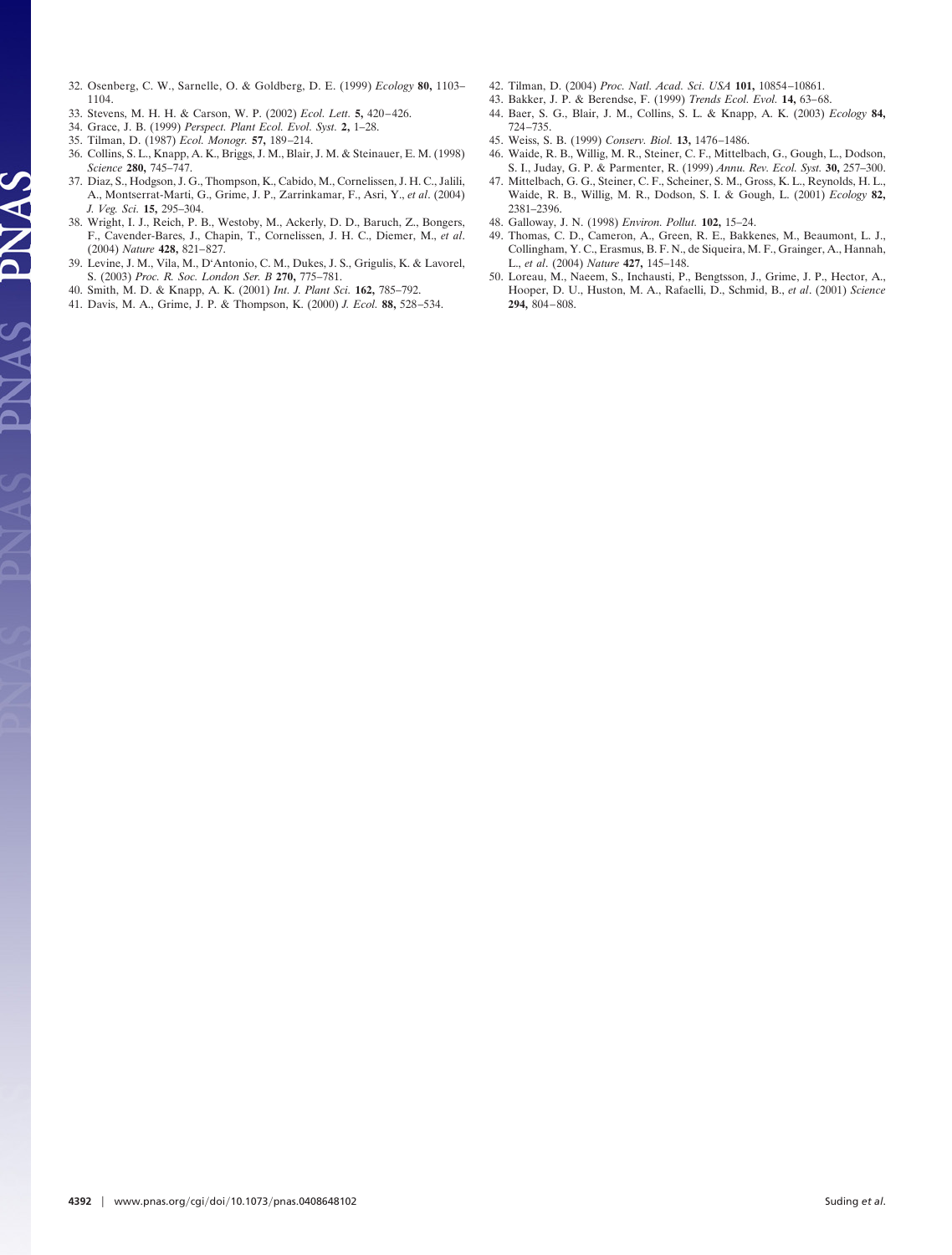32. Osenberg, C. W., Sarnelle, O. & Goldberg, D. E. (1999) *Ecology* **80,** 1103–1104.
33. Stevens, M. H. H. & Carson, W. P. (2002) *Ecol. Lett.* **5,** 420–426.
34. Grace, J. B. (1999) *Perspect. Plant Ecol. Evol. Syst.* **2,** 1–28.
35. Tilman, D. (1987) *Ecol. Monogr.* **57,** 189–214.
36. Collins, S. L., Knapp, A. K., Briggs, J. M., Blair, J. M. & Steinauer, E. M. (1998) *Science* **280,** 745–747.
37. Diaz, S., Hodgson, J. G., Thompson, K., Cabido, M., Cornelissen, J. H. C., Jalili, A., Montserrat-Marti, G., Grime, J. P., Zarrinkamar, F., Asri, Y., *et al*. (2004) *J. Veg. Sci.* **15,** 295–304.
38. Wright, I. J., Reich, P. B., Westoby, M., Ackerly, D. D., Baruch, Z., Bongers, F., Cavender-Bares, J., Chapin, T., Cornelissen, J. H. C., Diemer, M., *et al*. (2004) *Nature* **428,** 821–827.
39. Levine, J. M., Vila, M., D'Antonio, C. M., Dukes, J. S., Grigulis, K. & Lavorel, S. (2003) *Proc. R. Soc. London Ser. B* **270,** 775–781.
40. Smith, M. D. & Knapp, A. K. (2001) *Int. J. Plant Sci.* **162,** 785–792.
41. Davis, M. A., Grime, J. P. & Thompson, K. (2000) *J. Ecol.* **88,** 528–534.
42. Tilman, D. (2004) *Proc. Natl. Acad. Sci. USA* **101,** 10854–10861.
43. Bakker, J. P. & Berendse, F. (1999) *Trends Ecol. Evol.* **14,** 63–68.
44. Baer, S. G., Blair, J. M., Collins, S. L. & Knapp, A. K. (2003) *Ecology* **84,** 724–735.
45. Weiss, S. B. (1999) *Conserv. Biol.* **13,** 1476–1486.
46. Waide, R. B., Willig, M. R., Steiner, C. F., Mittelbach, G., Gough, L., Dodson, S. I., Juday, G. P. & Parmenter, R. (1999) *Annu. Rev. Ecol. Syst.* **30,** 257–300.
47. Mittelbach, G. G., Steiner, C. F., Scheiner, S. M., Gross, K. L., Reynolds, H. L., Waide, R. B., Willig, M. R., Dodson, S. I. & Gough, L. (2001) *Ecology* **82,** 2381–2396.
48. Galloway, J. N. (1998) *Environ. Pollut.* **102,** 15–24.
49. Thomas, C. D., Cameron, A., Green, R. E., Bakkenes, M., Beaumont, L. J., Collingham, Y. C., Erasmus, B. F. N., de Siqueira, M. F., Grainger, A., Hannah, L., *et al*. (2004) *Nature* **427,** 145–148.
50. Loreau, M., Naeem, S., Inchausti, P., Bengtsson, J., Grime, J. P., Hector, A., Hooper, D. U., Huston, M. A., Rafaelli, D., Schmid, B., *et al*. (2001) *Science* **294,** 804–808.